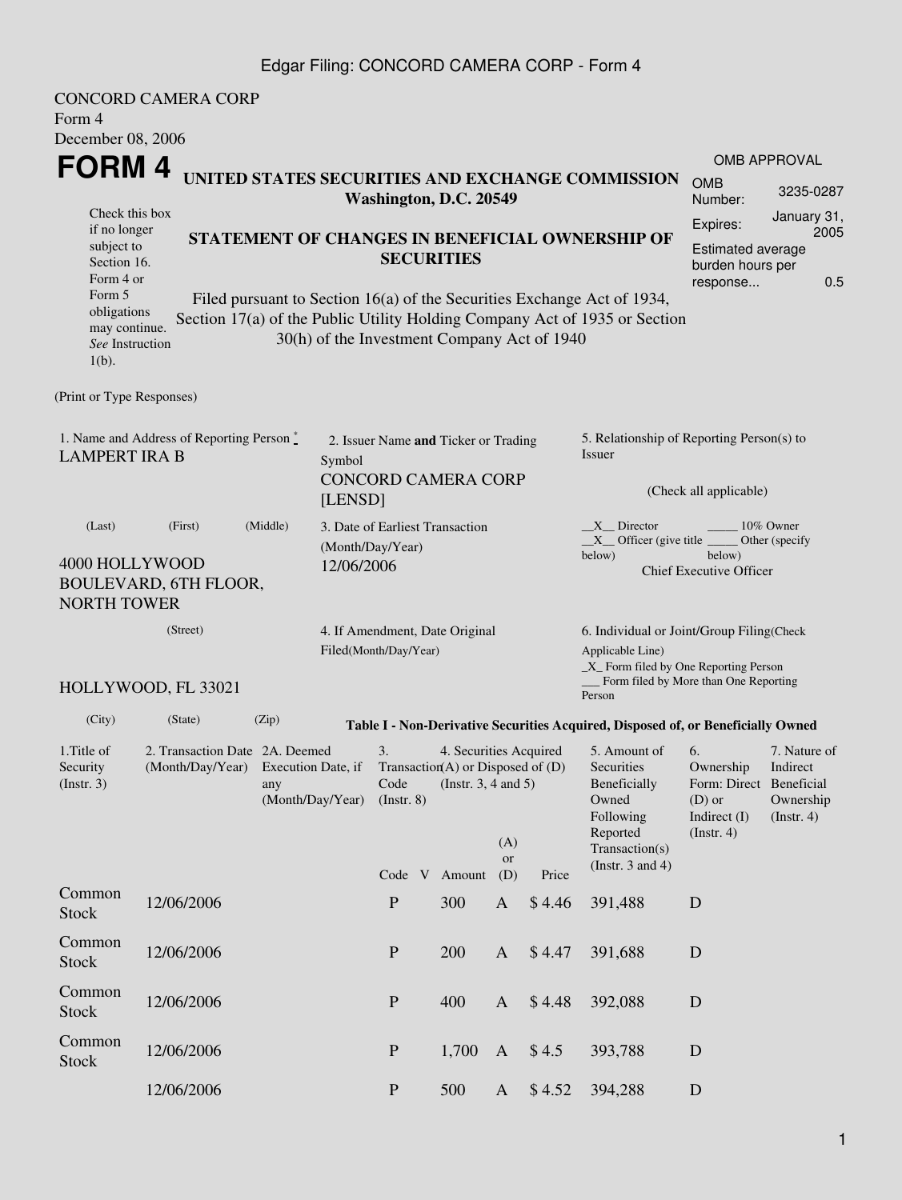Edgar Filing: CONCORD CAMERA CORP - Form 4

CONCORD CAMERA CORP
Form 4
December 08, 2006

# FORM 4

**UNITED STATES SECURITIES AND EXCHANGE COMMISSION**
**Washington, D.C. 20549**

**STATEMENT OF CHANGES IN BENEFICIAL OWNERSHIP OF SECURITIES**

Filed pursuant to Section 16(a) of the Securities Exchange Act of 1934, Section 17(a) of the Public Utility Holding Company Act of 1935 or Section 30(h) of the Investment Company Act of 1940

Check this box if no longer subject to Section 16. Form 4 or Form 5 obligations may continue. *See* Instruction 1(b).

OMB APPROVAL

| | |
|---|---|
| OMB Number: | 3235-0287 |
| Expires: | January 31, 2005 |
| Estimated average burden hours per response... | 0.5 |

(Print or Type Responses)

1. Name and Address of Reporting Person *
LAMPERT IRA B

(Last) (First) (Middle)

4000 HOLLYWOOD BOULEVARD, 6TH FLOOR, NORTH TOWER

(Street)

HOLLYWOOD, FL 33021

(City) (State) (Zip)

2. Issuer Name **and** Ticker or Trading Symbol
CONCORD CAMERA CORP [LENSD]

3. Date of Earliest Transaction (Month/Day/Year)
12/06/2006

4. If Amendment, Date Original Filed(Month/Day/Year)

5. Relationship of Reporting Person(s) to Issuer

(Check all applicable)

\_\_X\_\_ Director \_\_\_\_\_ 10% Owner
\_\_X\_\_ Officer (give title below) \_\_\_\_\_ Other (specify below)
Chief Executive Officer

6. Individual or Joint/Group Filing(Check Applicable Line)
\_X\_ Form filed by One Reporting Person
\_\_\_ Form filed by More than One Reporting Person

**Table I - Non-Derivative Securities Acquired, Disposed of, or Beneficially Owned**

| 1.Title of Security (Instr. 3) | 2. Transaction Date (Month/Day/Year) | 2A. Deemed Execution Date, if any (Month/Day/Year) | 3. Transaction Code (Instr. 8) | | 4. Securities Acquired (A) or Disposed of (D) (Instr. 3, 4 and 5) | | | 5. Amount of Securities Beneficially Owned Following Reported Transaction(s) (Instr. 3 and 4) | 6. Ownership Form: Direct (D) or Indirect (I) (Instr. 4) | 7. Nature of Indirect Beneficial Ownership (Instr. 4) |
|---|---|---|---|---|---|---|---|---|---|---|
| | | | Code | V | Amount | (A) or (D) | Price | | | |
| Common Stock | 12/06/2006 | | P | | 300 | A | $ 4.46 | 391,488 | D | |
| Common Stock | 12/06/2006 | | P | | 200 | A | $ 4.47 | 391,688 | D | |
| Common Stock | 12/06/2006 | | P | | 400 | A | $ 4.48 | 392,088 | D | |
| Common Stock | 12/06/2006 | | P | | 1,700 | A | $ 4.5 | 393,788 | D | |
| | 12/06/2006 | | P | | 500 | A | $ 4.52 | 394,288 | D | |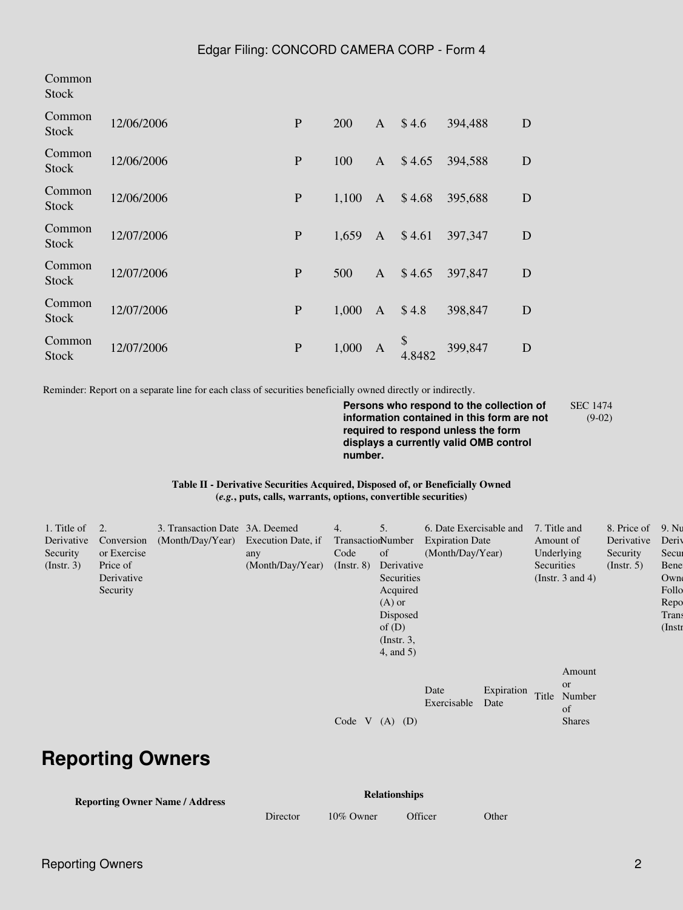| | | | | | | | | |
|---|---|---|---|---|---|---|---|---|
| Common Stock | | | | | | | | |
| Common Stock | 12/06/2006 | | P | 200 | A | $ 4.6 | 394,488 | D |
| Common Stock | 12/06/2006 | | P | 100 | A | $ 4.65 | 394,588 | D |
| Common Stock | 12/06/2006 | | P | 1,100 | A | $ 4.68 | 395,688 | D |
| Common Stock | 12/07/2006 | | P | 1,659 | A | $ 4.61 | 397,347 | D |
| Common Stock | 12/07/2006 | | P | 500 | A | $ 4.65 | 397,847 | D |
| Common Stock | 12/07/2006 | | P | 1,000 | A | $ 4.8 | 398,847 | D |
| Common Stock | 12/07/2006 | | P | 1,000 | A | $ 4.8482 | 399,847 | D |

Reminder: Report on a separate line for each class of securities beneficially owned directly or indirectly.

**Persons who respond to the collection of information contained in this form are not required to respond unless the form displays a currently valid OMB control number.**

SEC 1474 (9-02)

**Table II - Derivative Securities Acquired, Disposed of, or Beneficially Owned (*e.g.*, puts, calls, warrants, options, convertible securities)**

| 1. Title of Derivative Security (Instr. 3) | 2. Conversion or Exercise Price of Derivative Security | 3. Transaction Date (Month/Day/Year) | 3A. Deemed Execution Date, if any (Month/Day/Year) | 4. Transaction Code (Instr. 8) | | 5. Number of Derivative Securities Acquired (A) or Disposed of (D) (Instr. 3, 4, and 5) | | 6. Date Exercisable and Expiration Date (Month/Day/Year) | | 7. Title and Amount of Underlying Securities (Instr. 3 and 4) | | 8. Price of Derivative Security (Instr. 5) | 9. Nu Deriv Secur Bene Own Follo Repo Trans (Instr |
|---|---|---|---|---|---|---|---|---|---|---|---|---|---|
| | | | | Code | V | (A) | (D) | Date Exercisable | Expiration Date | Title | Amount or Number of Shares | | |

## Reporting Owners

| Reporting Owner Name / Address | Relationships | | | |
|---|---|---|---|---|
| | Director | 10% Owner | Officer | Other |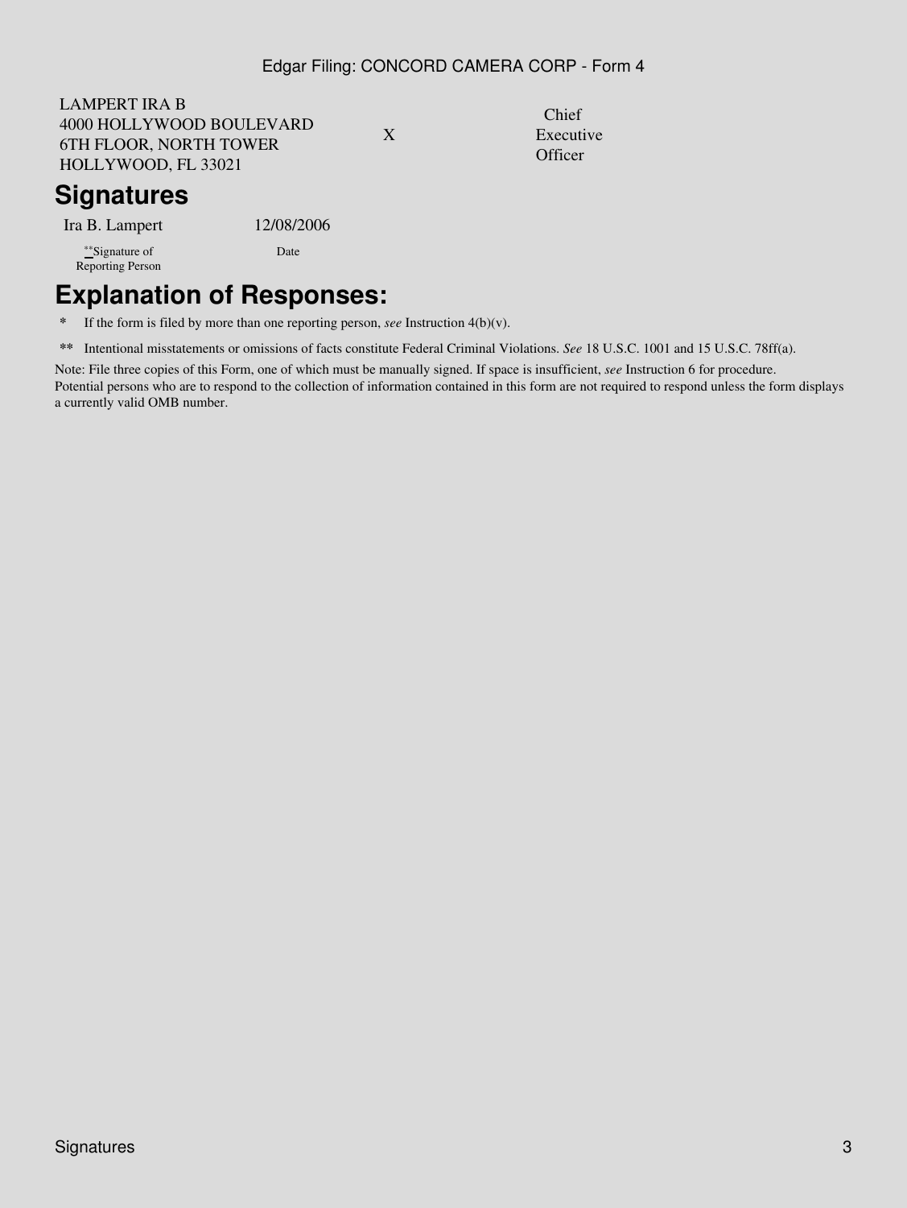| | | | |
|---|---|---|---|
| LAMPERT IRA B<br>4000 HOLLYWOOD BOULEVARD<br>6TH FLOOR, NORTH TOWER<br>HOLLYWOOD, FL 33021 | X | | Chief Executive Officer |

## Signatures

| | |
|---|---|
| Ira B. Lampert | 12/08/2006 |
| **Signature of Reporting Person | Date |

## Explanation of Responses:

\* If the form is filed by more than one reporting person, *see* Instruction 4(b)(v).

** Intentional misstatements or omissions of facts constitute Federal Criminal Violations. *See* 18 U.S.C. 1001 and 15 U.S.C. 78ff(a).

Note: File three copies of this Form, one of which must be manually signed. If space is insufficient, *see* Instruction 6 for procedure.

Potential persons who are to respond to the collection of information contained in this form are not required to respond unless the form displays a currently valid OMB number.